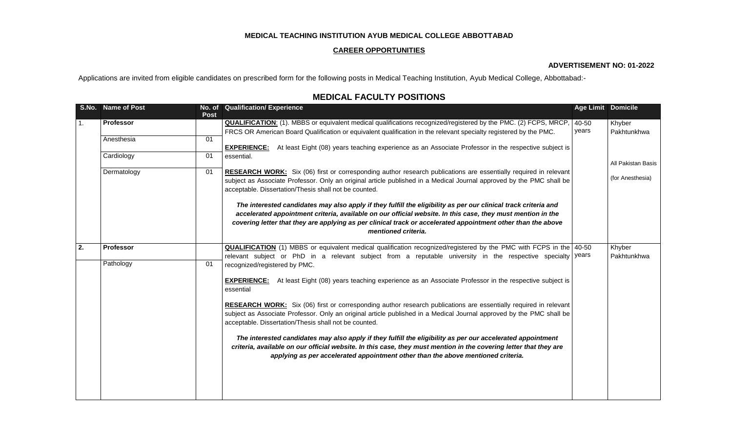**MEDICAL TEACHING INSTITUTION AYUB MEDICAL COLLEGE ABBOTTABAD**

**CAREER OPPORTUNITIES**

**ADVERTISEMENT NO: 01-2022**

Applications are invited from eligible candidates on prescribed form for the following posts in Medical Teaching Institution, Ayub Medical College, Abbottabad:-

## MEDICAL FACULTY POSITIONS

| S.No. | Name of Post | No. of Post | Qualification/ Experience | Age Limit | Domicile |
|---|---|---|---|---|---|
| 1. | **Professor** | | **QUALIFICATION**: (1). MBBS or equivalent medical qualifications recognized/registered by the PMC. (2) FCPS, MRCP, FRCS OR American Board Qualification or equivalent qualification in the relevant specialty registered by the PMC.<br><br>**EXPERIENCE:** At least Eight (08) years teaching experience as an Associate Professor in the respective subject is essential.<br><br>**RESEARCH WORK:** Six (06) first or corresponding author research publications are essentially required in relevant subject as Associate Professor. Only an original article published in a Medical Journal approved by the PMC shall be acceptable. Dissertation/Thesis shall not be counted.<br><br>***The interested candidates may also apply if they fulfill the eligibility as per our clinical track criteria and accelerated appointment criteria, available on our official website. In this case, they must mention in the covering letter that they are applying as per clinical track or accelerated appointment other than the above mentioned criteria.*** | 40-50 years | Khyber Pakhtunkhwa<br><br>All Pakistan Basis<br>(for Anesthesia) |
| | Anesthesia | 01 | | | |
| | Cardiology | 01 | | | |
| | Dermatology | 01 | | | |
| 2. | **Professor** | | **QUALIFICATION** (1) MBBS or equivalent medical qualification recognized/registered by the PMC with FCPS in the relevant subject or PhD in a relevant subject from a reputable university in the respective specialty recognized/registered by PMC.<br><br>**EXPERIENCE:** At least Eight (08) years teaching experience as an Associate Professor in the respective subject is essential<br><br>**RESEARCH WORK:** Six (06) first or corresponding author research publications are essentially required in relevant subject as Associate Professor. Only an original article published in a Medical Journal approved by the PMC shall be acceptable. Dissertation/Thesis shall not be counted.<br><br>***The interested candidates may also apply if they fulfill the eligibility as per our accelerated appointment criteria, available on our official website. In this case, they must mention in the covering letter that they are applying as per accelerated appointment other than the above mentioned criteria.*** | 40-50 years | Khyber Pakhtunkhwa |
| | Pathology | 01 | | | |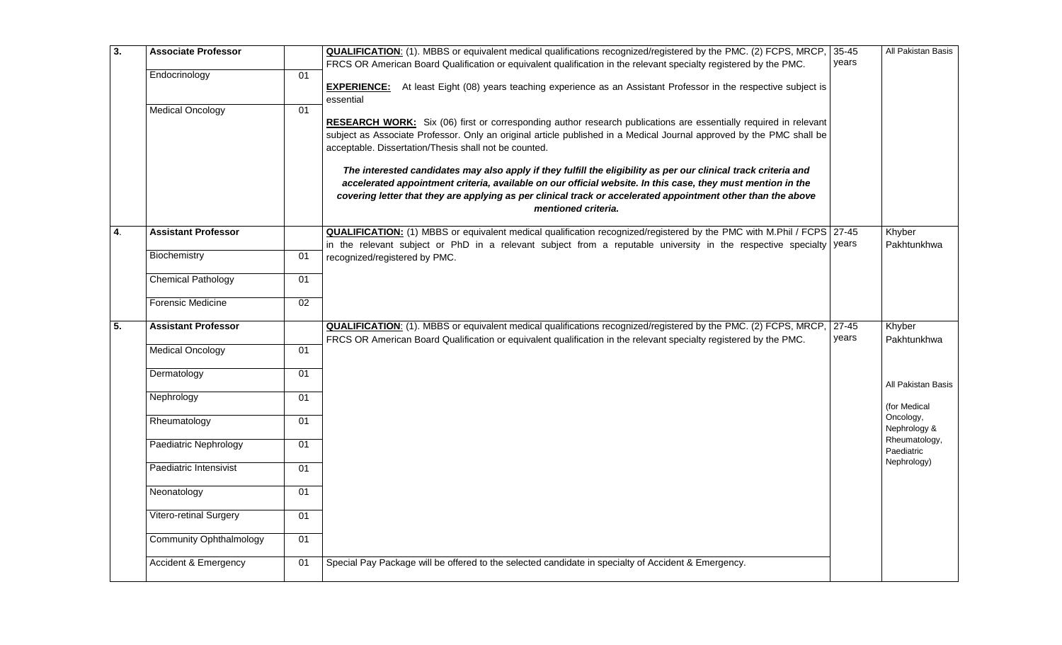| | | | | | |
|---|---|---|---|---|---|
| **3.** | **Associate Professor** | | **QUALIFICATION**: (1). MBBS or equivalent medical qualifications recognized/registered by the PMC. (2) FCPS, MRCP, FRCS OR American Board Qualification or equivalent qualification in the relevant specialty registered by the PMC.<br><br>**EXPERIENCE:** At least Eight (08) years teaching experience as an Assistant Professor in the respective subject is essential<br><br>**RESEARCH WORK:** Six (06) first or corresponding author research publications are essentially required in relevant subject as Associate Professor. Only an original article published in a Medical Journal approved by the PMC shall be acceptable. Dissertation/Thesis shall not be counted.<br><br>***The interested candidates may also apply if they fulfill the eligibility as per our clinical track criteria and accelerated appointment criteria, available on our official website. In this case, they must mention in the covering letter that they are applying as per clinical track or accelerated appointment other than the above mentioned criteria.*** | 35-45 years | All Pakistan Basis |
| | Endocrinology | 01 | | | |
| | Medical Oncology | 01 | | | |
| **4**. | **Assistant Professor** | | **QUALIFICATION:** (1) MBBS or equivalent medical qualification recognized/registered by the PMC with M.Phil / FCPS in the relevant subject or PhD in a relevant subject from a reputable university in the respective specialty recognized/registered by PMC. | 27-45 years | Khyber Pakhtunkhwa |
| | Biochemistry | 01 | | | |
| | Chemical Pathology | 01 | | | |
| | Forensic Medicine | 02 | | | |
| **5.** | **Assistant Professor** | | **QUALIFICATION**: (1). MBBS or equivalent medical qualifications recognized/registered by the PMC. (2) FCPS, MRCP, FRCS OR American Board Qualification or equivalent qualification in the relevant specialty registered by the PMC. | 27-45 years | Khyber Pakhtunkhwa<br><br>All Pakistan Basis<br><br>(for Medical Oncology, Nephrology & Rheumatology, Paediatric Nephrology) |
| | Medical Oncology | 01 | | | |
| | Dermatology | 01 | | | |
| | Nephrology | 01 | | | |
| | Rheumatology | 01 | | | |
| | Paediatric Nephrology | 01 | | | |
| | Paediatric Intensivist | 01 | | | |
| | Neonatology | 01 | | | |
| | Vitero-retinal Surgery | 01 | | | |
| | Community Ophthalmology | 01 | | | |
| | Accident & Emergency | 01 | Special Pay Package will be offered to the selected candidate in specialty of Accident & Emergency. | | |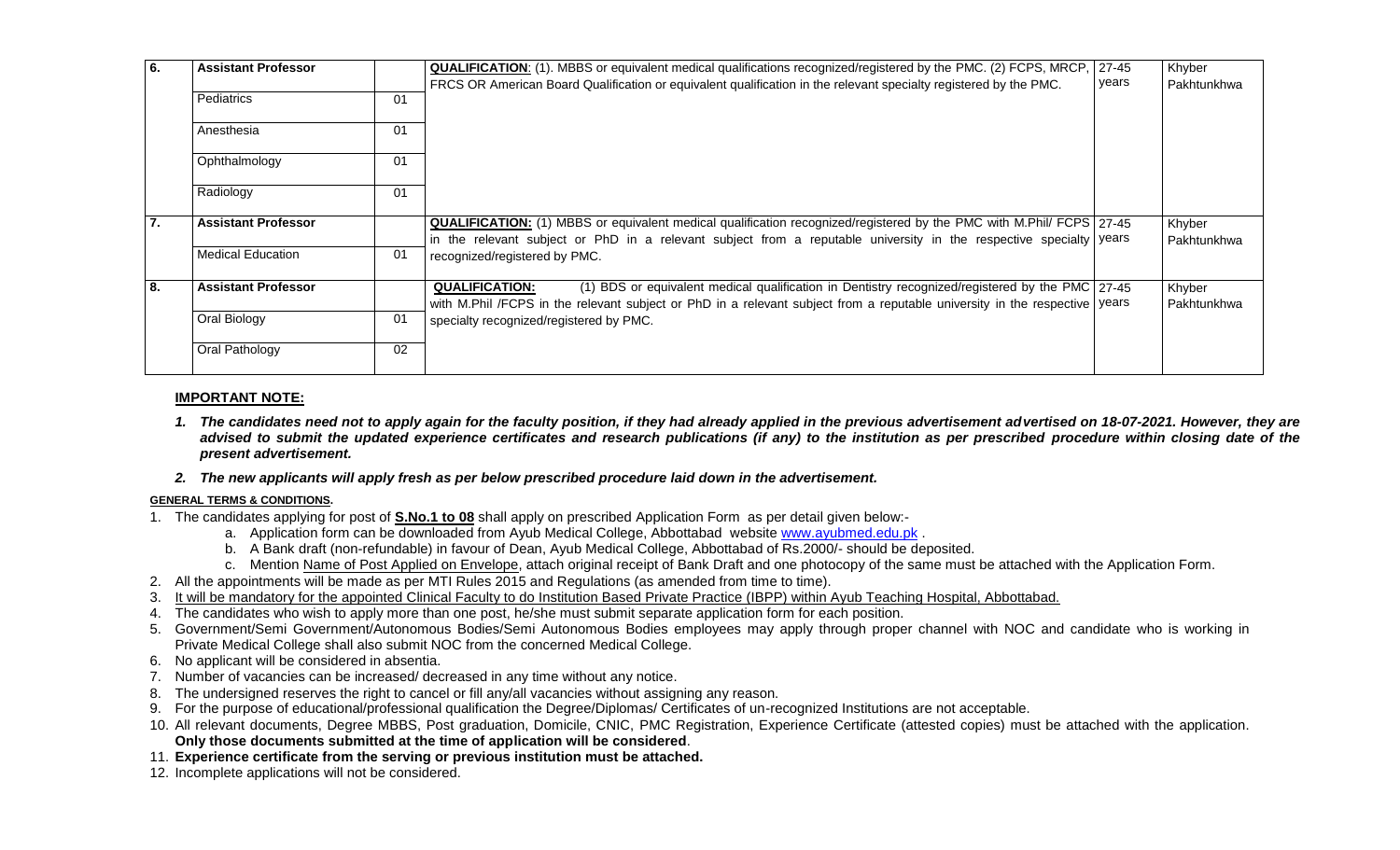| | | | | | |
|---|---|---|---|---|---|
| 6. | **Assistant Professor** | | **QUALIFICATION**: (1). MBBS or equivalent medical qualifications recognized/registered by the PMC. (2) FCPS, MRCP, FRCS OR American Board Qualification or equivalent qualification in the relevant specialty registered by the PMC. | 27-45 years | Khyber Pakhtunkhwa |
| | Pediatrics | 01 | | | |
| | Anesthesia | 01 | | | |
| | Ophthalmology | 01 | | | |
| | Radiology | 01 | | | |
| 7. | **Assistant Professor** | | **QUALIFICATION:** (1) MBBS or equivalent medical qualification recognized/registered by the PMC with M.Phil/ FCPS in the relevant subject or PhD in a relevant subject from a reputable university in the respective specialty recognized/registered by PMC. | 27-45 years | Khyber Pakhtunkhwa |
| | Medical Education | 01 | | | |
| 8. | **Assistant Professor** | | **QUALIFICATION:** (1) BDS or equivalent medical qualification in Dentistry recognized/registered by the PMC with M.Phil /FCPS in the relevant subject or PhD in a relevant subject from a reputable university in the respective specialty recognized/registered by PMC. | 27-45 years | Khyber Pakhtunkhwa |
| | Oral Biology | 01 | | | |
| | Oral Pathology | 02 | | | |

**IMPORTANT NOTE:**

1. ***The candidates need not to apply again for the faculty position, if they had already applied in the previous advertisement advertised on 18-07-2021. However, they are advised to submit the updated experience certificates and research publications (if any) to the institution as per prescribed procedure within closing date of the present advertisement.***
2. ***The new applicants will apply fresh as per below prescribed procedure laid down in the advertisement.***

**GENERAL TERMS & CONDITIONS.**

1. The candidates applying for post of **S.No.1 to 08** shall apply on prescribed Application Form as per detail given below:-
   a. Application form can be downloaded from Ayub Medical College, Abbottabad website www.ayubmed.edu.pk .
   b. A Bank draft (non-refundable) in favour of Dean, Ayub Medical College, Abbottabad of Rs.2000/- should be deposited.
   c. Mention Name of Post Applied on Envelope, attach original receipt of Bank Draft and one photocopy of the same must be attached with the Application Form.
2. All the appointments will be made as per MTI Rules 2015 and Regulations (as amended from time to time).
3. It will be mandatory for the appointed Clinical Faculty to do Institution Based Private Practice (IBPP) within Ayub Teaching Hospital, Abbottabad.
4. The candidates who wish to apply more than one post, he/she must submit separate application form for each position.
5. Government/Semi Government/Autonomous Bodies/Semi Autonomous Bodies employees may apply through proper channel with NOC and candidate who is working in Private Medical College shall also submit NOC from the concerned Medical College.
6. No applicant will be considered in absentia.
7. Number of vacancies can be increased/ decreased in any time without any notice.
8. The undersigned reserves the right to cancel or fill any/all vacancies without assigning any reason.
9. For the purpose of educational/professional qualification the Degree/Diplomas/ Certificates of un-recognized Institutions are not acceptable.
10. All relevant documents, Degree MBBS, Post graduation, Domicile, CNIC, PMC Registration, Experience Certificate (attested copies) must be attached with the application. **Only those documents submitted at the time of application will be considered**.
11. **Experience certificate from the serving or previous institution must be attached.**
12. Incomplete applications will not be considered.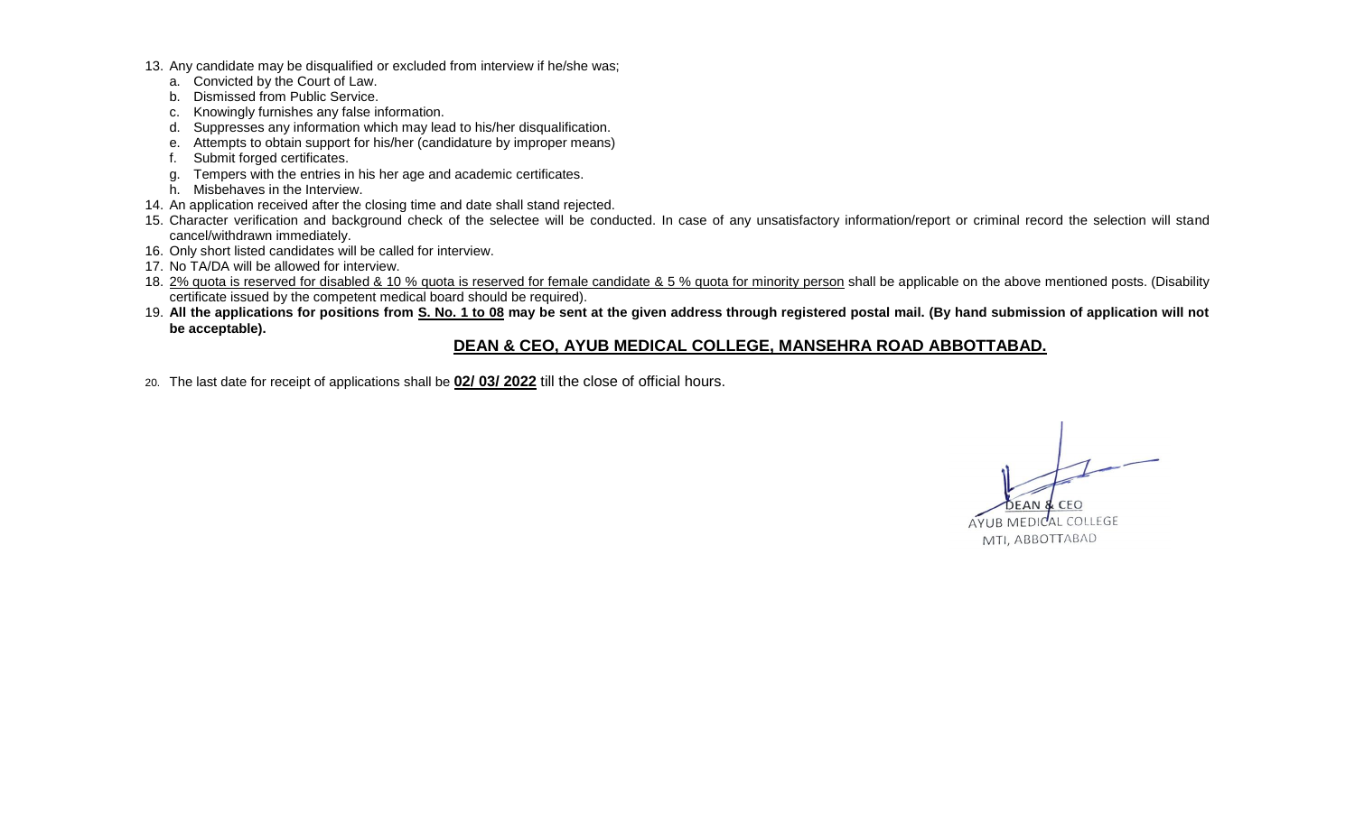13. Any candidate may be disqualified or excluded from interview if he/she was;
    a. Convicted by the Court of Law.
    b. Dismissed from Public Service.
    c. Knowingly furnishes any false information.
    d. Suppresses any information which may lead to his/her disqualification.
    e. Attempts to obtain support for his/her (candidature by improper means)
    f. Submit forged certificates.
    g. Tempers with the entries in his her age and academic certificates.
    h. Misbehaves in the Interview.
14. An application received after the closing time and date shall stand rejected.
15. Character verification and background check of the selectee will be conducted. In case of any unsatisfactory information/report or criminal record the selection will stand cancel/withdrawn immediately.
16. Only short listed candidates will be called for interview.
17. No TA/DA will be allowed for interview.
18. 2% quota is reserved for disabled & 10 % quota is reserved for female candidate & 5 % quota for minority person shall be applicable on the above mentioned posts. (Disability certificate issued by the competent medical board should be required).
19. **All the applications for positions from S. No. 1 to 08 may be sent at the given address through registered postal mail. (By hand submission of application will not be acceptable).**

**DEAN & CEO, AYUB MEDICAL COLLEGE, MANSEHRA ROAD ABBOTTABAD.**

20. The last date for receipt of applications shall be **02/ 03/ 2022** till the close of official hours.

DEAN & CEO
AYUB MEDICAL COLLEGE
MTI, ABBOTTABAD